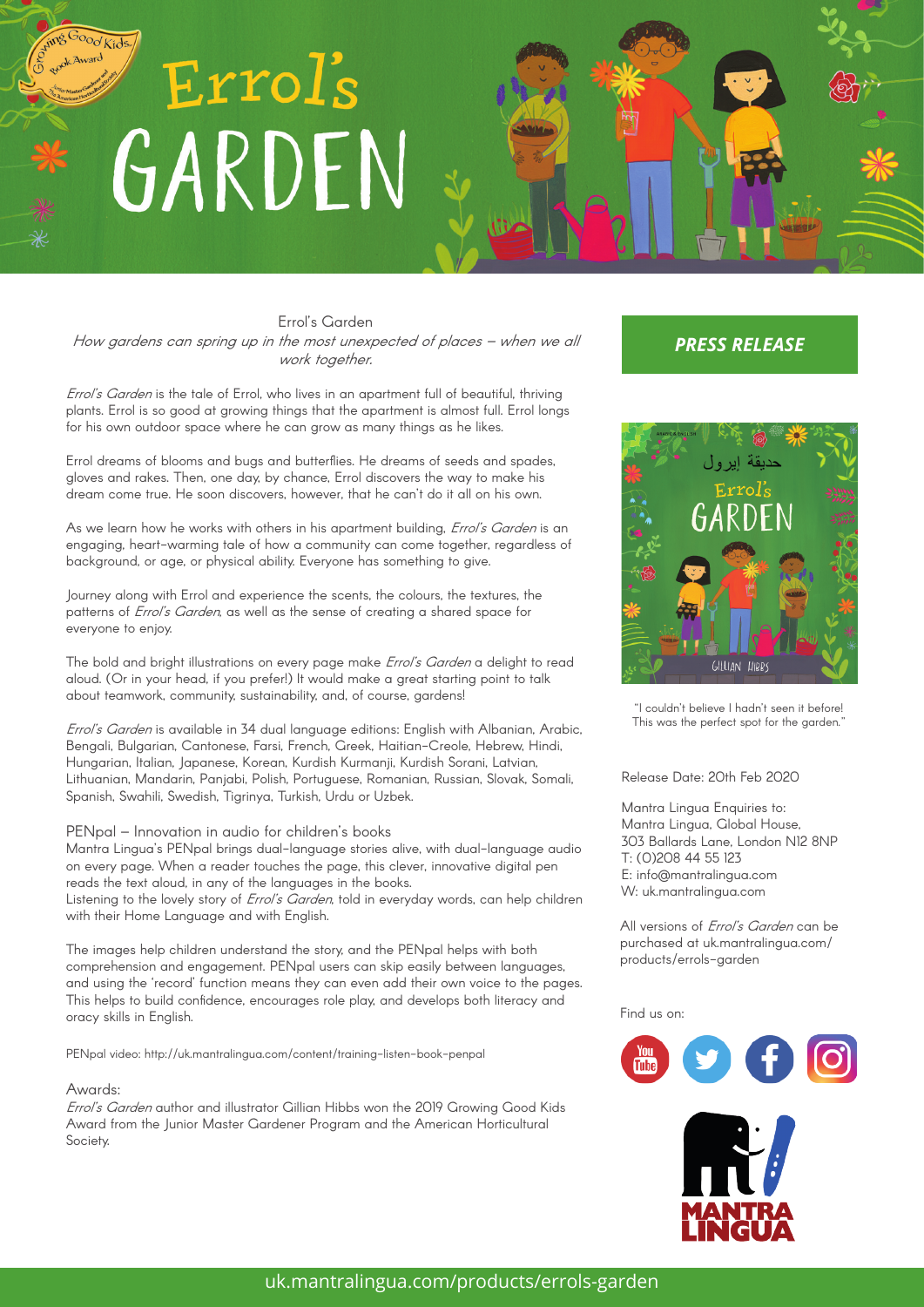# Errol's GARDEN

## Errol's Garden

*How gardens can spring up in the most unexpected of places – when we all work together.*

**PRESS RELEASE**

*Errol's Garden* is the tale of Errol, who lives in an apartment full of beautiful, thriving plants. Errol is so good at growing things that the apartment is almost full. Errol longs for his own outdoor space where he can grow as many things as he likes.

Errol dreams of blooms and bugs and butterflies. He dreams of seeds and spades, gloves and rakes. Then, one day, by chance, Errol discovers the way to make his dream come true. He soon discovers, however, that he can't do it all on his own.

As we learn how he works with others in his apartment building, *Errol's Garden* is an engaging, heart-warming tale of how a community can come together, regardless of background, or age, or physical ability. Everyone has something to give.

Journey along with Errol and experience the scents, the colours, the textures, the patterns of *Errol's Garden*, as well as the sense of creating a shared space for everyone to enjoy.

The bold and bright illustrations on every page make *Errol's Garden* a delight to read aloud. (Or in your head, if you prefer!) It would make a great starting point to talk about teamwork, community, sustainability, and, of course, gardens!

*Errol's Garden* is available in 34 dual language editions: English with Albanian, Arabic, Bengali, Bulgarian, Cantonese, Farsi, French, Greek, Haitian-Creole, Hebrew, Hindi, Hungarian, Italian, Japanese, Korean, Kurdish Kurmanji, Kurdish Sorani, Latvian, Lithuanian, Mandarin, Panjabi, Polish, Portuguese, Romanian, Russian, Slovak, Somali, Spanish, Swahili, Swedish, Tigrinya, Turkish, Urdu or Uzbek.

### PENpal – Innovation in audio for children's books

Mantra Lingua's PENpal brings dual-language stories alive, with dual-language audio on every page. When a reader touches the page, this clever, innovative digital pen reads the text aloud, in any of the languages in the books.

Listening to the lovely story of *Errol's Garden*, told in everyday words, can help children with their Home Language and with English.

The images help children understand the story, and the PENpal helps with both comprehension and engagement. PENpal users can skip easily between languages, and using the 'record' function means they can even add their own voice to the pages. This helps to build confidence, encourages role play, and develops both literacy and oracy skills in English.

PENpal video: http://uk.mantralingua.com/content/training-listen-book-penpal

### Awards:

*Errol's Garden* author and illustrator Gillian Hibbs won the 2019 Growing Good Kids Award from the Junior Master Gardener Program and the American Horticultural Society.

"I couldn't believe I hadn't seen it before! This was the perfect spot for the garden."

Release Date: 20th Feb 2020

Mantra Lingua Enquiries to:
Mantra Lingua, Global House,
303 Ballards Lane, London N12 8NP
T: (0)208 44 55 123
E: info@mantralingua.com
W: uk.mantralingua.com

All versions of *Errol's Garden* can be purchased at uk.mantralingua.com/products/errols-garden

Find us on:

uk.mantralingua.com/products/errols-garden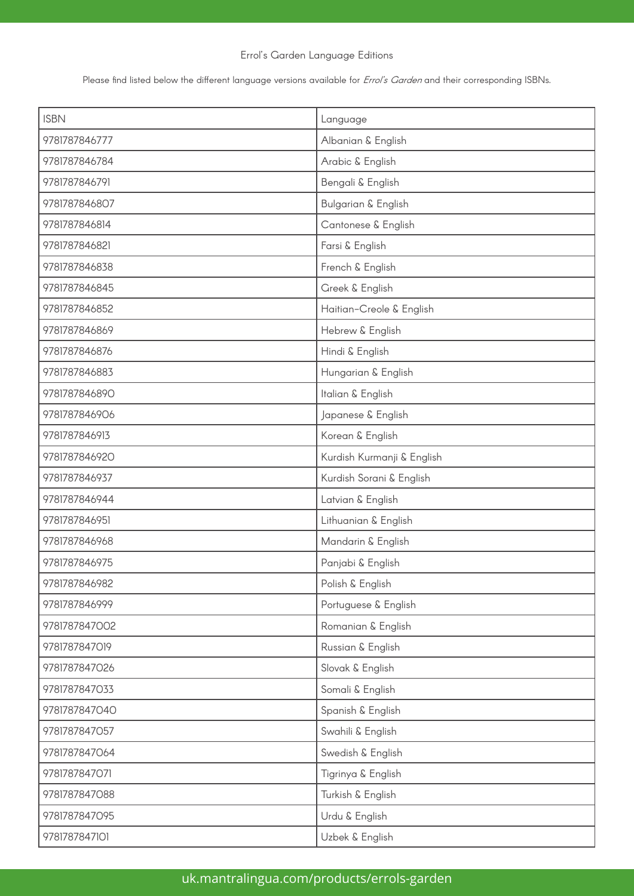# Errol's Garden Language Editions

Please find listed below the different language versions available for *Errol's Garden* and their corresponding ISBNs.

| ISBN | Language |
|---|---|
| 9781787846777 | Albanian & English |
| 9781787846784 | Arabic & English |
| 9781787846791 | Bengali & English |
| 9781787846807 | Bulgarian & English |
| 9781787846814 | Cantonese & English |
| 9781787846821 | Farsi & English |
| 9781787846838 | French & English |
| 9781787846845 | Greek & English |
| 9781787846852 | Haitian-Creole & English |
| 9781787846869 | Hebrew & English |
| 9781787846876 | Hindi & English |
| 9781787846883 | Hungarian & English |
| 9781787846890 | Italian & English |
| 9781787846906 | Japanese & English |
| 9781787846913 | Korean & English |
| 9781787846920 | Kurdish Kurmanji & English |
| 9781787846937 | Kurdish Sorani & English |
| 9781787846944 | Latvian & English |
| 9781787846951 | Lithuanian & English |
| 9781787846968 | Mandarin & English |
| 9781787846975 | Panjabi & English |
| 9781787846982 | Polish & English |
| 9781787846999 | Portuguese & English |
| 9781787847002 | Romanian & English |
| 9781787847019 | Russian & English |
| 9781787847026 | Slovak & English |
| 9781787847033 | Somali & English |
| 9781787847040 | Spanish & English |
| 9781787847057 | Swahili & English |
| 9781787847064 | Swedish & English |
| 9781787847071 | Tigrinya & English |
| 9781787847088 | Turkish & English |
| 9781787847095 | Urdu & English |
| 9781787847101 | Uzbek & English |

uk.mantralingua.com/products/errols-garden